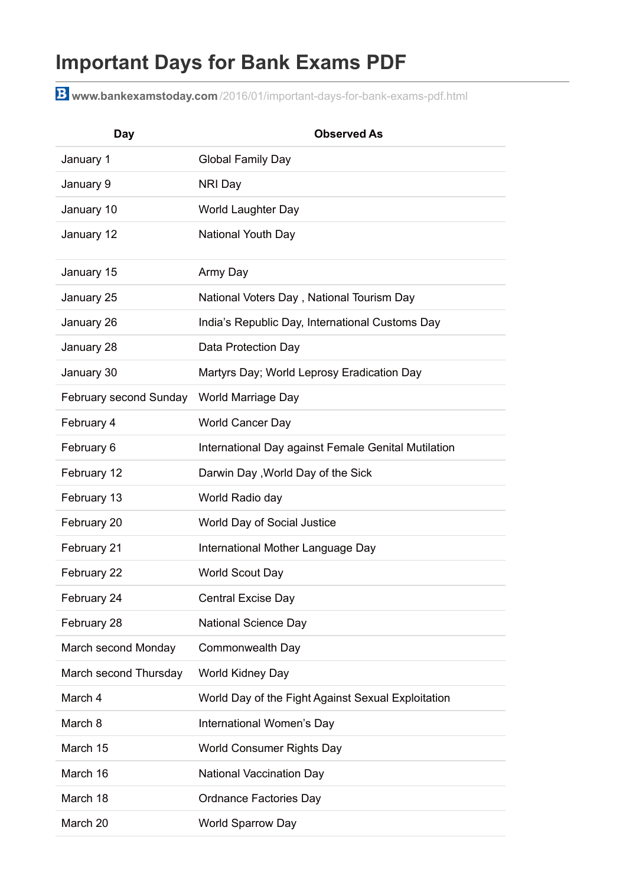# Important Days for Bank Exams PDF

www.bankexamstoday.com/2016/01/important-days-for-bank-exams-pdf.html

| Day | Observed As |
|---|---|
| January 1 | Global Family Day |
| January 9 | NRI Day |
| January 10 | World Laughter Day |
| January 12 | National Youth Day |
| January 15 | Army Day |
| January 25 | National Voters Day , National Tourism Day |
| January 26 | India's Republic Day, International Customs Day |
| January 28 | Data Protection Day |
| January 30 | Martyrs Day; World Leprosy Eradication Day |
| February second Sunday | World Marriage Day |
| February 4 | World Cancer Day |
| February 6 | International Day against Female Genital Mutilation |
| February 12 | Darwin Day ,World Day of the Sick |
| February 13 | World Radio day |
| February 20 | World Day of Social Justice |
| February 21 | International Mother Language Day |
| February 22 | World Scout Day |
| February 24 | Central Excise Day |
| February 28 | National Science Day |
| March second Monday | Commonwealth Day |
| March second Thursday | World Kidney Day |
| March 4 | World Day of the Fight Against Sexual Exploitation |
| March 8 | International Women's Day |
| March 15 | World Consumer Rights Day |
| March 16 | National Vaccination Day |
| March 18 | Ordnance Factories Day |
| March 20 | World Sparrow Day |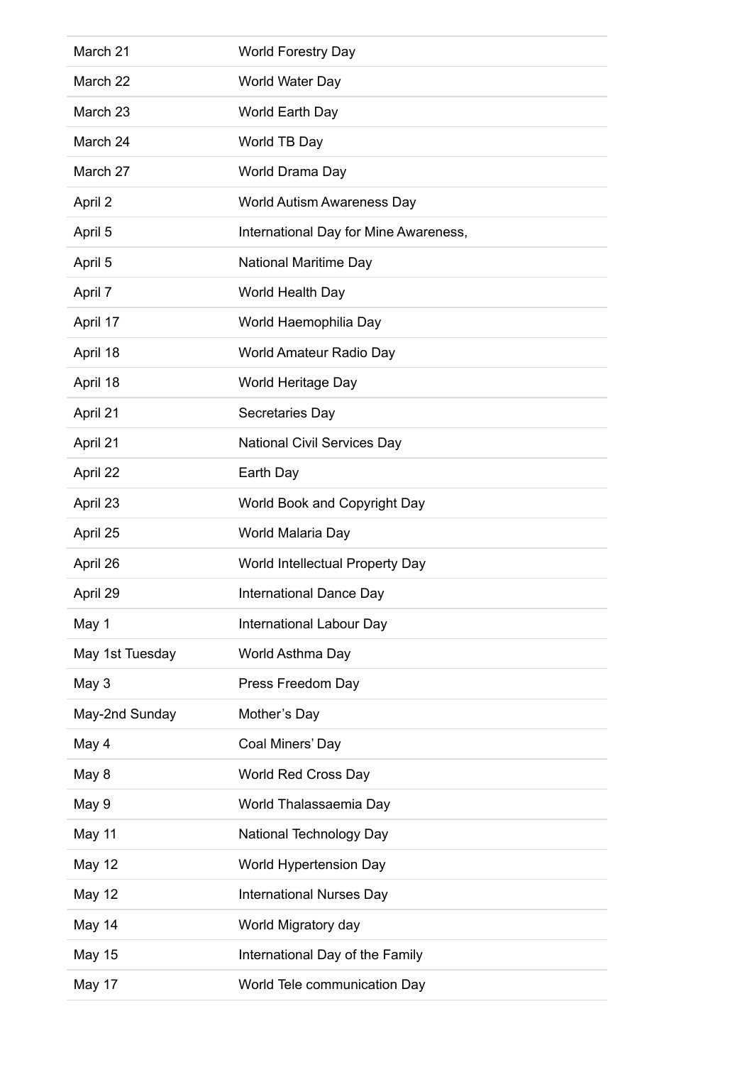| | |
|---|---|
| March 21 | World Forestry Day |
| March 22 | World Water Day |
| March 23 | World Earth Day |
| March 24 | World TB Day |
| March 27 | World Drama Day |
| April 2 | World Autism Awareness Day |
| April 5 | International Day for Mine Awareness, |
| April 5 | National Maritime Day |
| April 7 | World Health Day |
| April 17 | World Haemophilia Day |
| April 18 | World Amateur Radio Day |
| April 18 | World Heritage Day |
| April 21 | Secretaries Day |
| April 21 | National Civil Services Day |
| April 22 | Earth Day |
| April 23 | World Book and Copyright Day |
| April 25 | World Malaria Day |
| April 26 | World Intellectual Property Day |
| April 29 | International Dance Day |
| May 1 | International Labour Day |
| May 1st Tuesday | World Asthma Day |
| May 3 | Press Freedom Day |
| May-2nd Sunday | Mother's Day |
| May 4 | Coal Miners' Day |
| May 8 | World Red Cross Day |
| May 9 | World Thalassaemia Day |
| May 11 | National Technology Day |
| May 12 | World Hypertension Day |
| May 12 | International Nurses Day |
| May 14 | World Migratory day |
| May 15 | International Day of the Family |
| May 17 | World Tele communication Day |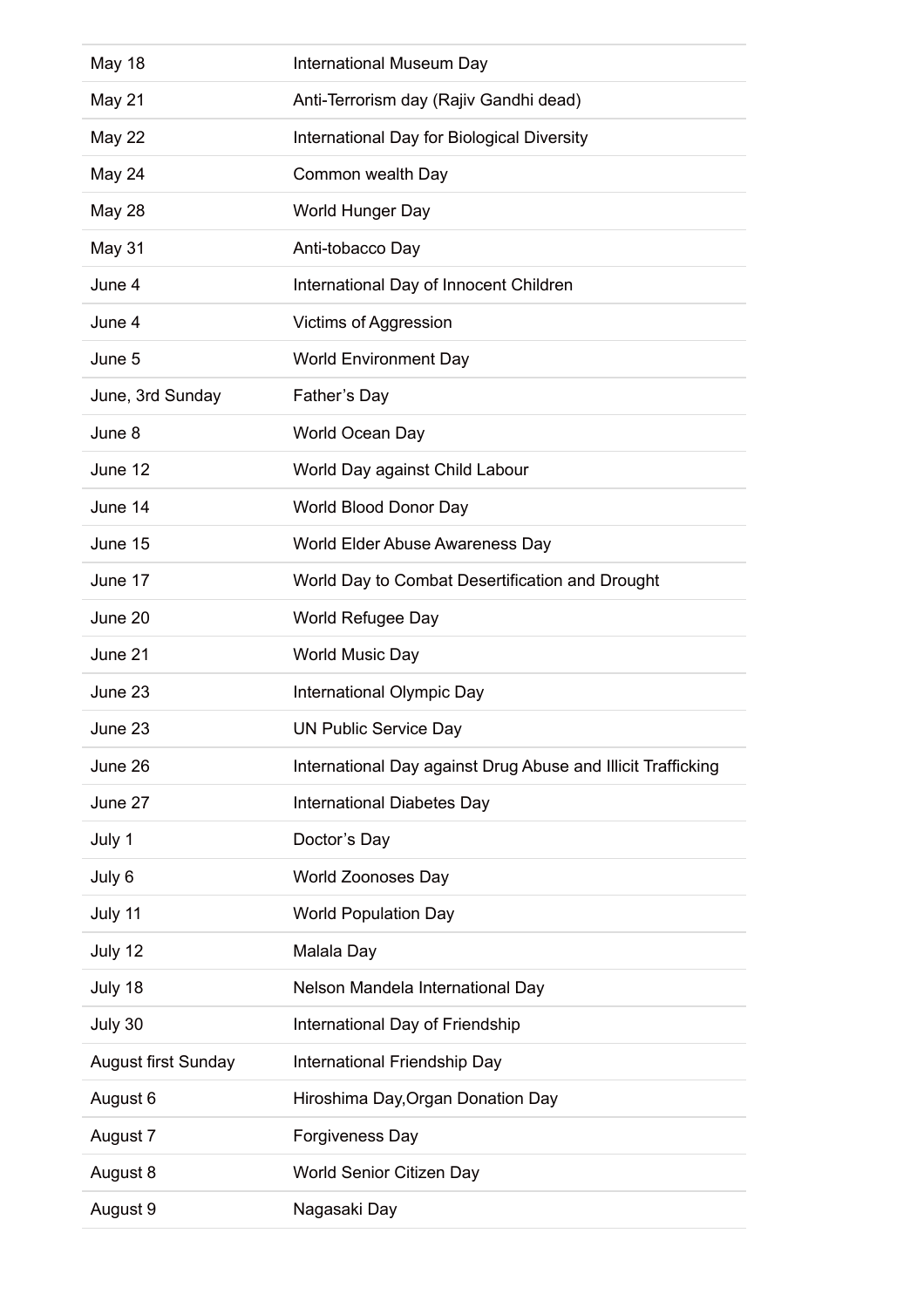| May 18 | International Museum Day |
|---|---|
| May 21 | Anti-Terrorism day (Rajiv Gandhi dead) |
| May 22 | International Day for Biological Diversity |
| May 24 | Common wealth Day |
| May 28 | World Hunger Day |
| May 31 | Anti-tobacco Day |
| June 4 | International Day of Innocent Children |
| June 4 | Victims of Aggression |
| June 5 | World Environment Day |
| June, 3rd Sunday | Father's Day |
| June 8 | World Ocean Day |
| June 12 | World Day against Child Labour |
| June 14 | World Blood Donor Day |
| June 15 | World Elder Abuse Awareness Day |
| June 17 | World Day to Combat Desertification and Drought |
| June 20 | World Refugee Day |
| June 21 | World Music Day |
| June 23 | International Olympic Day |
| June 23 | UN Public Service Day |
| June 26 | International Day against Drug Abuse and Illicit Trafficking |
| June 27 | International Diabetes Day |
| July 1 | Doctor's Day |
| July 6 | World Zoonoses Day |
| July 11 | World Population Day |
| July 12 | Malala Day |
| July 18 | Nelson Mandela International Day |
| July 30 | International Day of Friendship |
| August first Sunday | International Friendship Day |
| August 6 | Hiroshima Day,Organ Donation Day |
| August 7 | Forgiveness Day |
| August 8 | World Senior Citizen Day |
| August 9 | Nagasaki Day |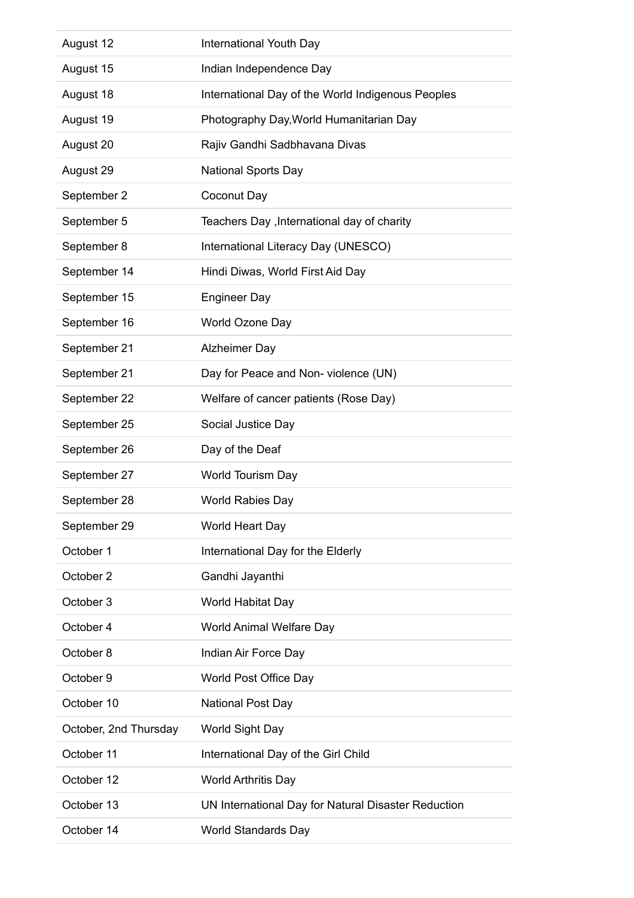| | |
|---|---|
| August 12 | International Youth Day |
| August 15 | Indian Independence Day |
| August 18 | International Day of the World Indigenous Peoples |
| August 19 | Photography Day,World Humanitarian Day |
| August 20 | Rajiv Gandhi Sadbhavana Divas |
| August 29 | National Sports Day |
| September 2 | Coconut Day |
| September 5 | Teachers Day ,International day of charity |
| September 8 | International Literacy Day (UNESCO) |
| September 14 | Hindi Diwas, World First Aid Day |
| September 15 | Engineer Day |
| September 16 | World Ozone Day |
| September 21 | Alzheimer Day |
| September 21 | Day for Peace and Non- violence (UN) |
| September 22 | Welfare of cancer patients (Rose Day) |
| September 25 | Social Justice Day |
| September 26 | Day of the Deaf |
| September 27 | World Tourism Day |
| September 28 | World Rabies Day |
| September 29 | World Heart Day |
| October 1 | International Day for the Elderly |
| October 2 | Gandhi Jayanthi |
| October 3 | World Habitat Day |
| October 4 | World Animal Welfare Day |
| October 8 | Indian Air Force Day |
| October 9 | World Post Office Day |
| October 10 | National Post Day |
| October, 2nd Thursday | World Sight Day |
| October 11 | International Day of the Girl Child |
| October 12 | World Arthritis Day |
| October 13 | UN International Day for Natural Disaster Reduction |
| October 14 | World Standards Day |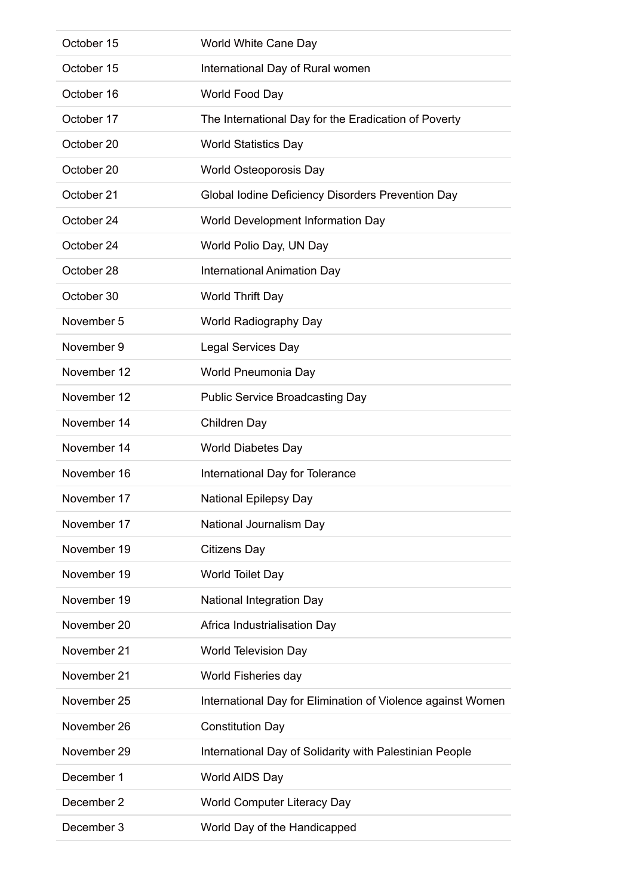| | |
|---|---|
| October 15 | World White Cane Day |
| October 15 | International Day of Rural women |
| October 16 | World Food Day |
| October 17 | The International Day for the Eradication of Poverty |
| October 20 | World Statistics Day |
| October 20 | World Osteoporosis Day |
| October 21 | Global Iodine Deficiency Disorders Prevention Day |
| October 24 | World Development Information Day |
| October 24 | World Polio Day, UN Day |
| October 28 | International Animation Day |
| October 30 | World Thrift Day |
| November 5 | World Radiography Day |
| November 9 | Legal Services Day |
| November 12 | World Pneumonia Day |
| November 12 | Public Service Broadcasting Day |
| November 14 | Children Day |
| November 14 | World Diabetes Day |
| November 16 | International Day for Tolerance |
| November 17 | National Epilepsy Day |
| November 17 | National Journalism Day |
| November 19 | Citizens Day |
| November 19 | World Toilet Day |
| November 19 | National Integration Day |
| November 20 | Africa Industrialisation Day |
| November 21 | World Television Day |
| November 21 | World Fisheries day |
| November 25 | International Day for Elimination of Violence against Women |
| November 26 | Constitution Day |
| November 29 | International Day of Solidarity with Palestinian People |
| December 1 | World AIDS Day |
| December 2 | World Computer Literacy Day |
| December 3 | World Day of the Handicapped |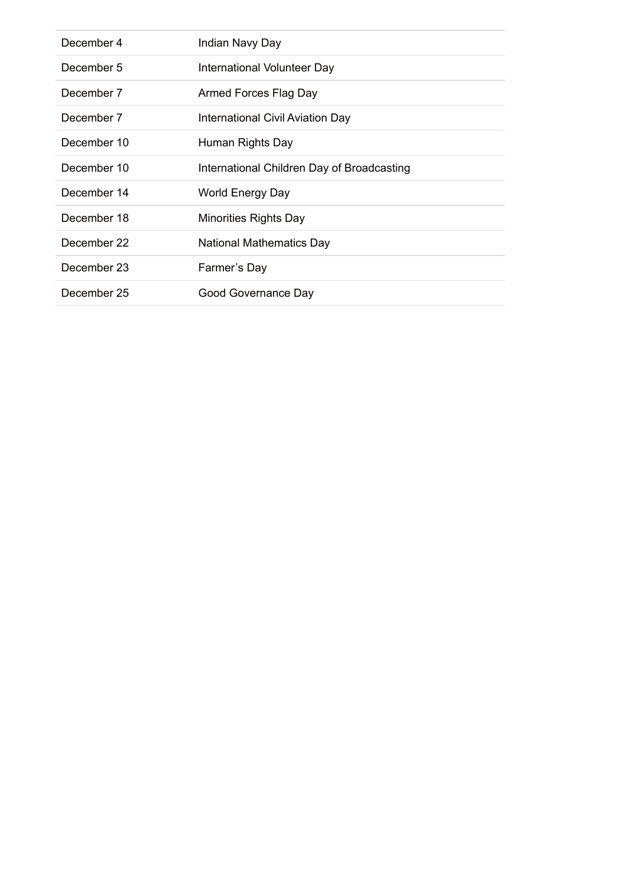| | |
|---|---|
| December 4 | Indian Navy Day |
| December 5 | International Volunteer Day |
| December 7 | Armed Forces Flag Day |
| December 7 | International Civil Aviation Day |
| December 10 | Human Rights Day |
| December 10 | International Children Day of Broadcasting |
| December 14 | World Energy Day |
| December 18 | Minorities Rights Day |
| December 22 | National Mathematics Day |
| December 23 | Farmer’s Day |
| December 25 | Good Governance Day |